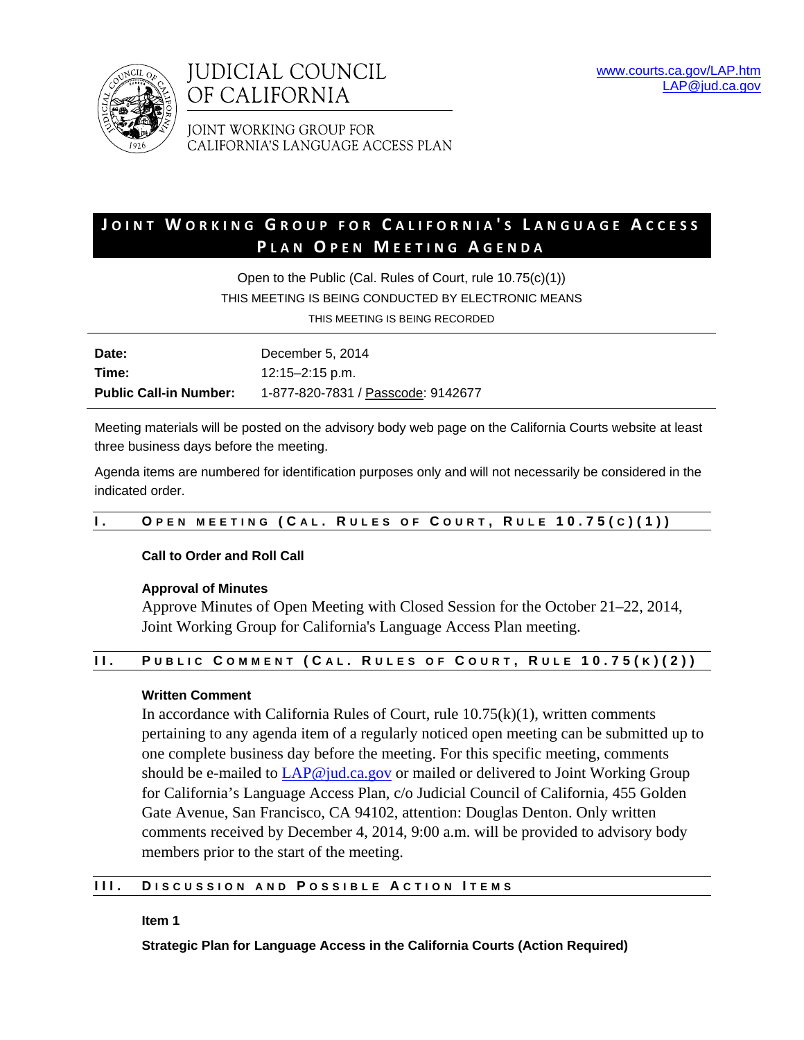# JUDICIAL COUNCIL OF CALIFORNIA

JOINT WORKING GROUP FOR CALIFORNIA'S LANGUAGE ACCESS PLAN

www.courts.ca.gov/LAP.htm
LAP@jud.ca.gov

## JOINT WORKING GROUP FOR CALIFORNIA'S LANGUAGE ACCESS PLAN OPEN MEETING AGENDA

Open to the Public (Cal. Rules of Court, rule 10.75(c)(1))
THIS MEETING IS BEING CONDUCTED BY ELECTRONIC MEANS
THIS MEETING IS BEING RECORDED

| | |
|---|---|
| **Date:** | December 5, 2014 |
| **Time:** | 12:15–2:15 p.m. |
| **Public Call-in Number:** | 1-877-820-7831 / Passcode: 9142677 |

Meeting materials will be posted on the advisory body web page on the California Courts website at least three business days before the meeting.

Agenda items are numbered for identification purposes only and will not necessarily be considered in the indicated order.

## I. OPEN MEETING (CAL. RULES OF COURT, RULE 10.75(C)(1))

**Call to Order and Roll Call**

**Approval of Minutes**
Approve Minutes of Open Meeting with Closed Session for the October 21–22, 2014, Joint Working Group for California's Language Access Plan meeting.

## II. PUBLIC COMMENT (CAL. RULES OF COURT, RULE 10.75(K)(2))

**Written Comment**
In accordance with California Rules of Court, rule 10.75(k)(1), written comments pertaining to any agenda item of a regularly noticed open meeting can be submitted up to one complete business day before the meeting. For this specific meeting, comments should be e-mailed to LAP@jud.ca.gov or mailed or delivered to Joint Working Group for California's Language Access Plan, c/o Judicial Council of California, 455 Golden Gate Avenue, San Francisco, CA 94102, attention: Douglas Denton. Only written comments received by December 4, 2014, 9:00 a.m. will be provided to advisory body members prior to the start of the meeting.

## III. DISCUSSION AND POSSIBLE ACTION ITEMS

**Item 1**

**Strategic Plan for Language Access in the California Courts (Action Required)**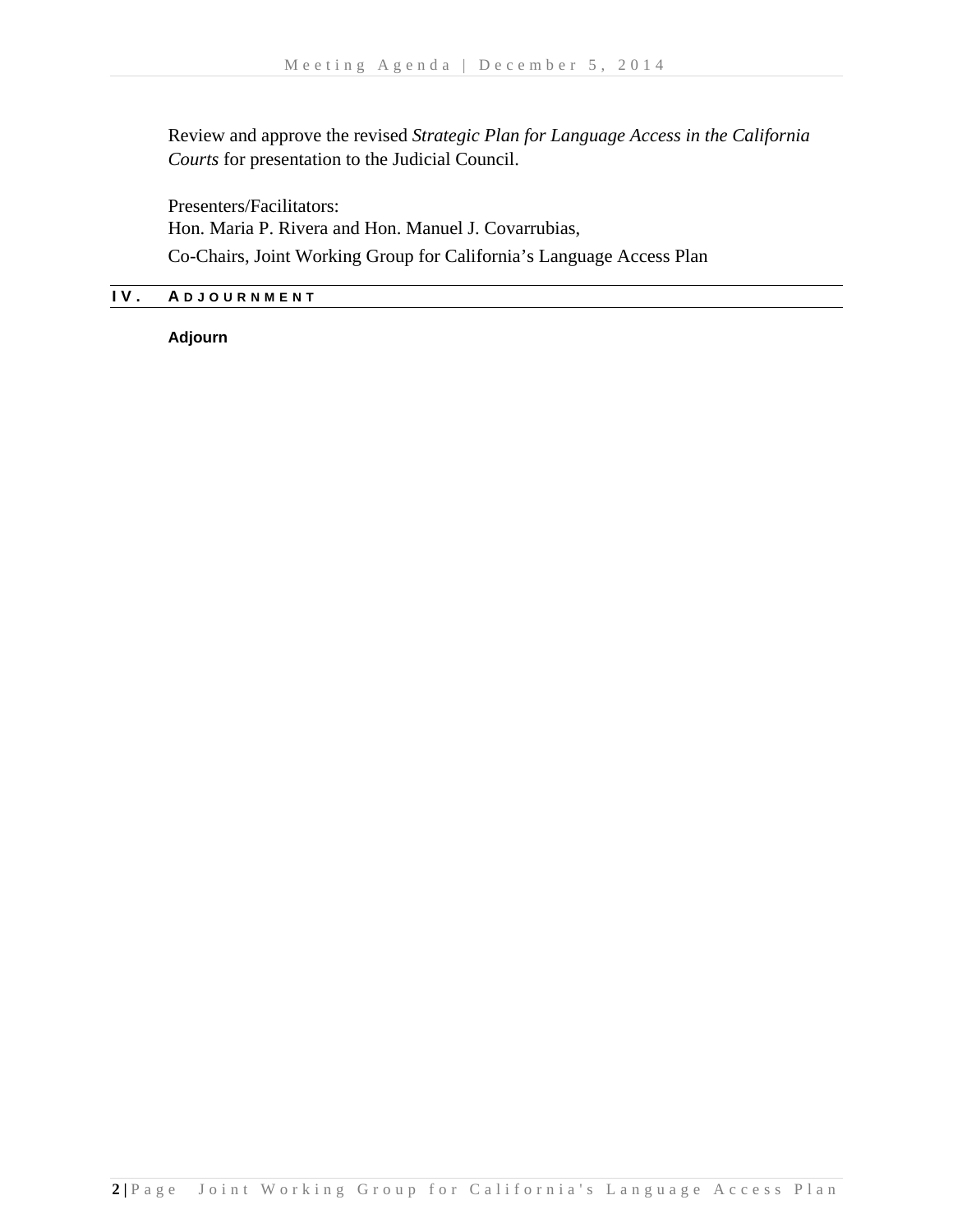Review and approve the revised *Strategic Plan for Language Access in the California Courts* for presentation to the Judicial Council.

Presenters/Facilitators:
Hon. Maria P. Rivera and Hon. Manuel J. Covarrubias,
Co-Chairs, Joint Working Group for California's Language Access Plan

## IV. ADJOURNMENT

**Adjourn**